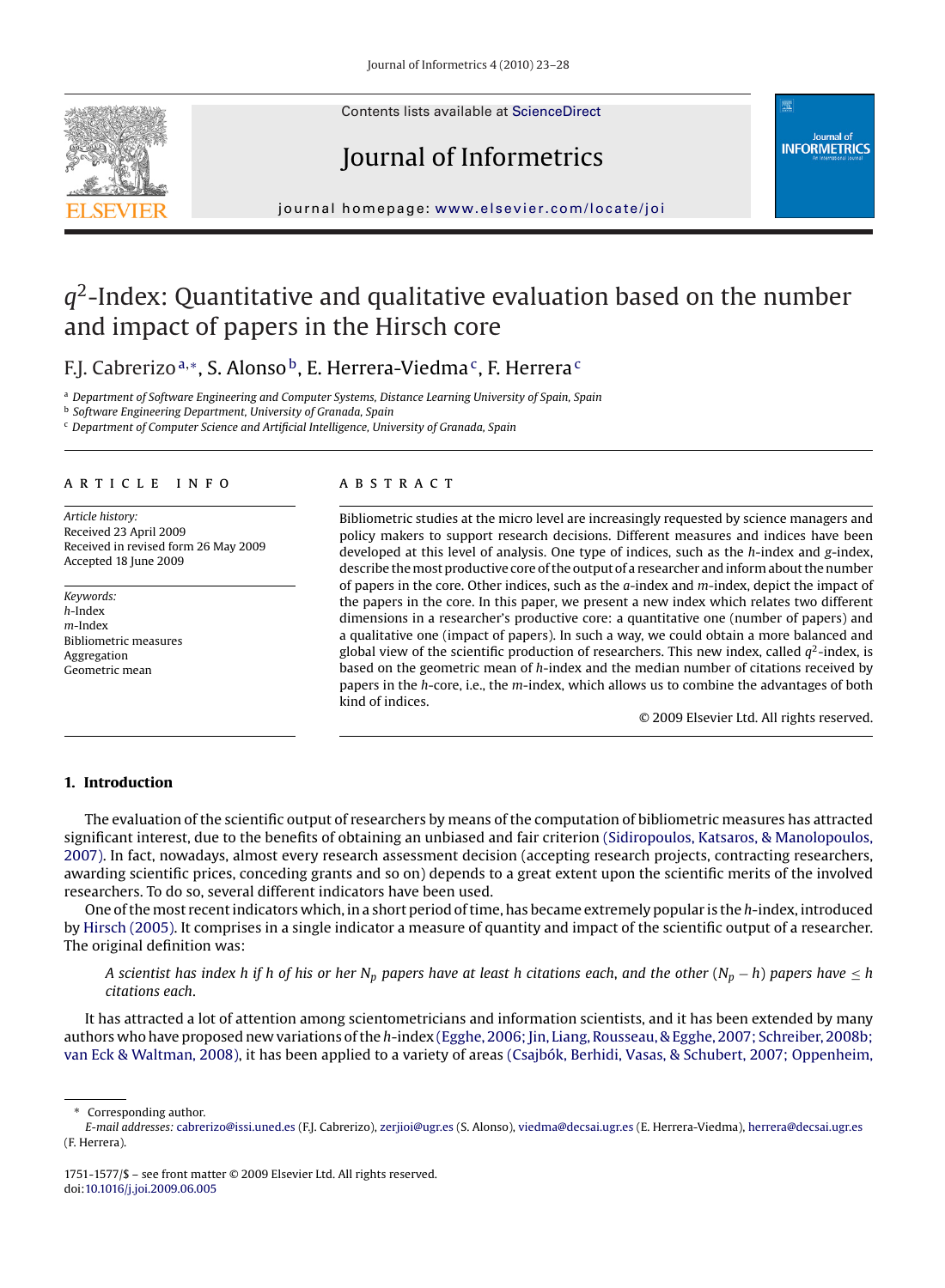# $q^2$-Index: Quantitative and qualitative evaluation based on the number and impact of papers in the Hirsch core

F.J. Cabrerizo[a,*], S. Alonso[b], E. Herrera-Viedma[c], F. Herrera[c]

[a] Department of Software Engineering and Computer Systems, Distance Learning University of Spain, Spain
[b] Software Engineering Department, University of Granada, Spain
[c] Department of Computer Science and Artificial Intelligence, University of Granada, Spain

## ARTICLE INFO

*Article history:*
Received 23 April 2009
Received in revised form 26 May 2009
Accepted 18 June 2009

*Keywords:*
*h*-Index
*m*-Index
Bibliometric measures
Aggregation
Geometric mean

## ABSTRACT

Bibliometric studies at the micro level are increasingly requested by science managers and policy makers to support research decisions. Different measures and indices have been developed at this level of analysis. One type of indices, such as the *h*-index and *g*-index, describe the most productive core of the output of a researcher and inform about the number of papers in the core. Other indices, such as the *a*-index and *m*-index, depict the impact of the papers in the core. In this paper, we present a new index which relates two different dimensions in a researcher's productive core: a quantitative one (number of papers) and a qualitative one (impact of papers). In such a way, we could obtain a more balanced and global view of the scientific production of researchers. This new index, called $q^2$-index, is based on the geometric mean of *h*-index and the median number of citations received by papers in the *h*-core, i.e., the *m*-index, which allows us to combine the advantages of both kind of indices.

© 2009 Elsevier Ltd. All rights reserved.

## 1. Introduction

The evaluation of the scientific output of researchers by means of the computation of bibliometric measures has attracted significant interest, due to the benefits of obtaining an unbiased and fair criterion (Sidiropoulos, Katsaros, & Manolopoulos, 2007). In fact, nowadays, almost every research assessment decision (accepting research projects, contracting researchers, awarding scientific prices, conceding grants and so on) depends to a great extent upon the scientific merits of the involved researchers. To do so, several different indicators have been used.

One of the most recent indicators which, in a short period of time, has became extremely popular is the *h*-index, introduced by Hirsch (2005). It comprises in a single indicator a measure of quantity and impact of the scientific output of a researcher. The original definition was:

> *A scientist has index h if h of his or her $N_p$ papers have at least h citations each, and the other $(N_p - h)$ papers have $\leq h$ citations each.*

It has attracted a lot of attention among scientometricians and information scientists, and it has been extended by many authors who have proposed new variations of the *h*-index (Egghe, 2006; Jin, Liang, Rousseau, & Egghe, 2007; Schreiber, 2008b; van Eck & Waltman, 2008), it has been applied to a variety of areas (Csajbók, Berhidi, Vasas, & Schubert, 2007; Oppenheim,

\* Corresponding author.
*E-mail addresses:* cabrerizo@issi.uned.es (F.J. Cabrerizo), zerjioi@ugr.es (S. Alonso), viedma@decsai.ugr.es (E. Herrera-Viedma), herrera@decsai.ugr.es (F. Herrera).

1751-1577/$ – see front matter © 2009 Elsevier Ltd. All rights reserved.
doi:10.1016/j.joi.2009.06.005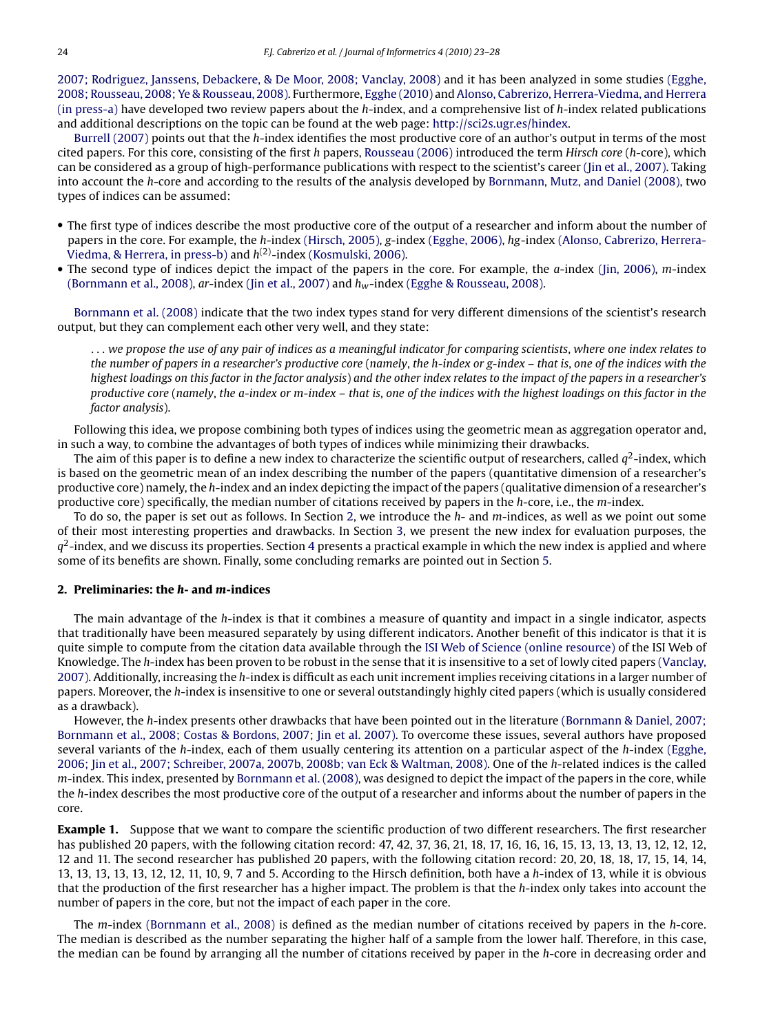2007; Rodriguez, Janssens, Debackere, & De Moor, 2008; Vanclay, 2008) and it has been analyzed in some studies (Egghe, 2008; Rousseau, 2008; Ye & Rousseau, 2008). Furthermore, Egghe (2010) and Alonso, Cabrerizo, Herrera-Viedma, and Herrera (in press-a) have developed two review papers about the $h$-index, and a comprehensive list of $h$-index related publications and additional descriptions on the topic can be found at the web page: http://sci2s.ugr.es/hindex.

Burrell (2007) points out that the $h$-index identifies the most productive core of an author's output in terms of the most cited papers. For this core, consisting of the first $h$ papers, Rousseau (2006) introduced the term *Hirsch core* ($h$-core), which can be considered as a group of high-performance publications with respect to the scientist's career (Jin et al., 2007). Taking into account the $h$-core and according to the results of the analysis developed by Bornmann, Mutz, and Daniel (2008), two types of indices can be assumed:

- The first type of indices describe the most productive core of the output of a researcher and inform about the number of papers in the core. For example, the $h$-index (Hirsch, 2005), $g$-index (Egghe, 2006), $hg$-index (Alonso, Cabrerizo, Herrera-Viedma, & Herrera, in press-b) and $h^{(2)}$-index (Kosmulski, 2006).
- The second type of indices depict the impact of the papers in the core. For example, the $a$-index (Jin, 2006), $m$-index (Bornmann et al., 2008), $ar$-index (Jin et al., 2007) and $h_w$-index (Egghe & Rousseau, 2008).

Bornmann et al. (2008) indicate that the two index types stand for very different dimensions of the scientist's research output, but they can complement each other very well, and they state:

> *... we propose the use of any pair of indices as a meaningful indicator for comparing scientists, where one index relates to the number of papers in a researcher's productive core (namely, the h-index or g-index – that is, one of the indices with the highest loadings on this factor in the factor analysis) and the other index relates to the impact of the papers in a researcher's productive core (namely, the a-index or m-index – that is, one of the indices with the highest loadings on this factor in the factor analysis).*

Following this idea, we propose combining both types of indices using the geometric mean as aggregation operator and, in such a way, to combine the advantages of both types of indices while minimizing their drawbacks.

The aim of this paper is to define a new index to characterize the scientific output of researchers, called $q^2$-index, which is based on the geometric mean of an index describing the number of the papers (quantitative dimension of a researcher's productive core) namely, the $h$-index and an index depicting the impact of the papers (qualitative dimension of a researcher's productive core) specifically, the median number of citations received by papers in the $h$-core, i.e., the $m$-index.

To do so, the paper is set out as follows. In Section 2, we introduce the $h$- and $m$-indices, as well as we point out some of their most interesting properties and drawbacks. In Section 3, we present the new index for evaluation purposes, the $q^2$-index, and we discuss its properties. Section 4 presents a practical example in which the new index is applied and where some of its benefits are shown. Finally, some concluding remarks are pointed out in Section 5.

## 2. Preliminaries: the *h*- and *m*-indices

The main advantage of the $h$-index is that it combines a measure of quantity and impact in a single indicator, aspects that traditionally have been measured separately by using different indicators. Another benefit of this indicator is that it is quite simple to compute from the citation data available through the ISI Web of Science (online resource) of the ISI Web of Knowledge. The $h$-index has been proven to be robust in the sense that it is insensitive to a set of lowly cited papers (Vanclay, 2007). Additionally, increasing the $h$-index is difficult as each unit increment implies receiving citations in a larger number of papers. Moreover, the $h$-index is insensitive to one or several outstandingly highly cited papers (which is usually considered as a drawback).

However, the $h$-index presents other drawbacks that have been pointed out in the literature (Bornmann & Daniel, 2007; Bornmann et al., 2008; Costas & Bordons, 2007; Jin et al. 2007). To overcome these issues, several authors have proposed several variants of the $h$-index, each of them usually centering its attention on a particular aspect of the $h$-index (Egghe, 2006; Jin et al., 2007; Schreiber, 2007a, 2007b, 2008b; van Eck & Waltman, 2008). One of the $h$-related indices is the called $m$-index. This index, presented by Bornmann et al. (2008), was designed to depict the impact of the papers in the core, while the $h$-index describes the most productive core of the output of a researcher and informs about the number of papers in the core.

**Example 1.** Suppose that we want to compare the scientific production of two different researchers. The first researcher has published 20 papers, with the following citation record: 47, 42, 37, 36, 21, 18, 17, 16, 16, 16, 15, 13, 13, 13, 13, 12, 12, 12, 12 and 11. The second researcher has published 20 papers, with the following citation record: 20, 20, 18, 18, 17, 15, 14, 14, 13, 13, 13, 13, 13, 12, 12, 11, 10, 9, 7 and 5. According to the Hirsch definition, both have a $h$-index of 13, while it is obvious that the production of the first researcher has a higher impact. The problem is that the $h$-index only takes into account the number of papers in the core, but not the impact of each paper in the core.

The $m$-index (Bornmann et al., 2008) is defined as the median number of citations received by papers in the $h$-core. The median is described as the number separating the higher half of a sample from the lower half. Therefore, in this case, the median can be found by arranging all the number of citations received by paper in the $h$-core in decreasing order and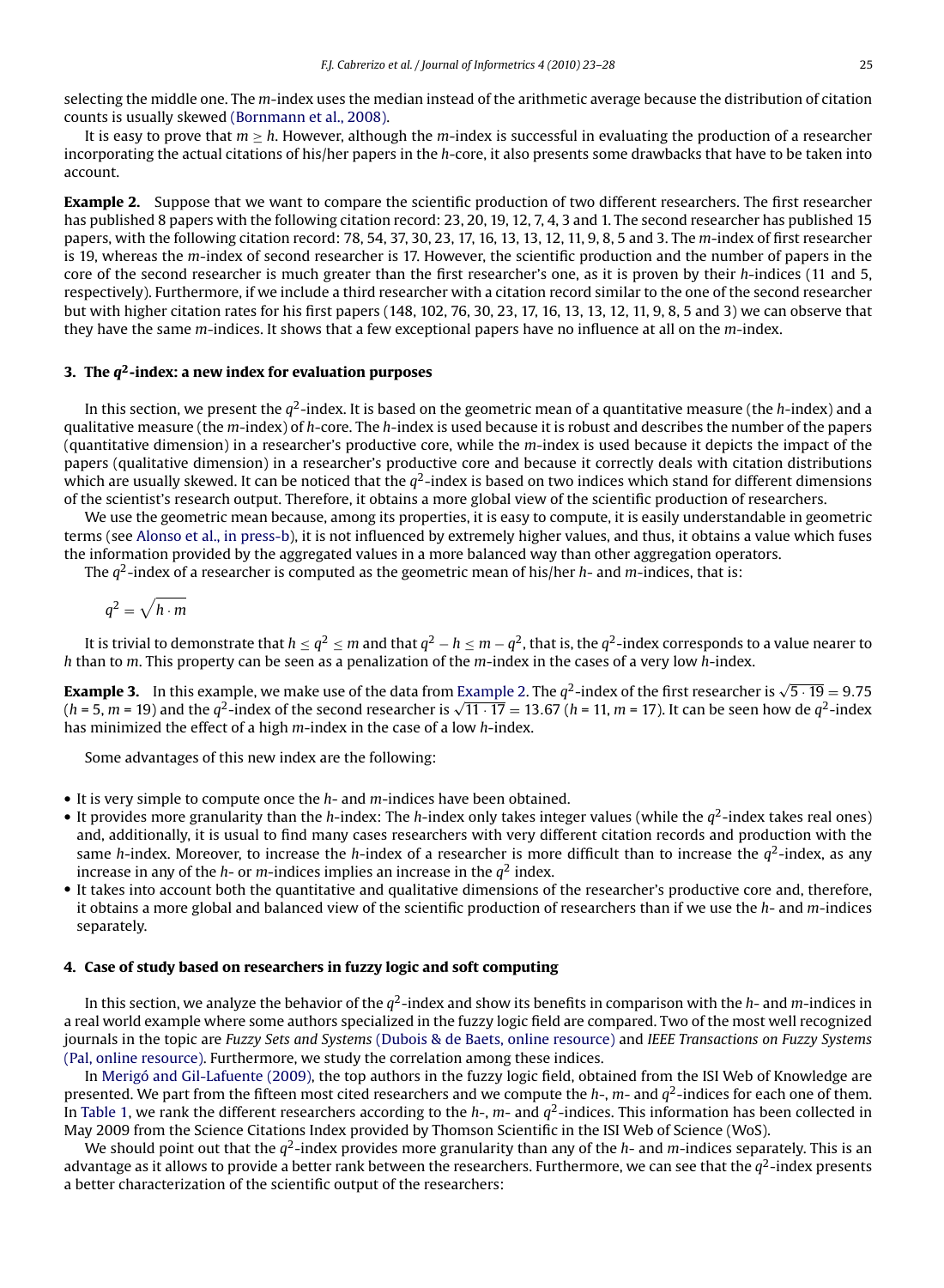selecting the middle one. The $m$-index uses the median instead of the arithmetic average because the distribution of citation counts is usually skewed (Bornmann et al., 2008).

It is easy to prove that $m \geq h$. However, although the $m$-index is successful in evaluating the production of a researcher incorporating the actual citations of his/her papers in the $h$-core, it also presents some drawbacks that have to be taken into account.

**Example 2.** Suppose that we want to compare the scientific production of two different researchers. The first researcher has published 8 papers with the following citation record: 23, 20, 19, 12, 7, 4, 3 and 1. The second researcher has published 15 papers, with the following citation record: 78, 54, 37, 30, 23, 17, 16, 13, 13, 12, 11, 9, 8, 5 and 3. The $m$-index of first researcher is 19, whereas the $m$-index of second researcher is 17. However, the scientific production and the number of papers in the core of the second researcher is much greater than the first researcher's one, as it is proven by their $h$-indices (11 and 5, respectively). Furthermore, if we include a third researcher with a citation record similar to the one of the second researcher but with higher citation rates for his first papers (148, 102, 76, 30, 23, 17, 16, 13, 13, 12, 11, 9, 8, 5 and 3) we can observe that they have the same $m$-indices. It shows that a few exceptional papers have no influence at all on the $m$-index.

## 3. The $q^2$-index: a new index for evaluation purposes

In this section, we present the $q^2$-index. It is based on the geometric mean of a quantitative measure (the $h$-index) and a qualitative measure (the $m$-index) of $h$-core. The $h$-index is used because it is robust and describes the number of the papers (quantitative dimension) in a researcher's productive core, while the $m$-index is used because it depicts the impact of the papers (qualitative dimension) in a researcher's productive core and because it correctly deals with citation distributions which are usually skewed. It can be noticed that the $q^2$-index is based on two indices which stand for different dimensions of the scientist's research output. Therefore, it obtains a more global view of the scientific production of researchers.

We use the geometric mean because, among its properties, it is easy to compute, it is easily understandable in geometric terms (see Alonso et al., in press-b), it is not influenced by extremely higher values, and thus, it obtains a value which fuses the information provided by the aggregated values in a more balanced way than other aggregation operators.

The $q^2$-index of a researcher is computed as the geometric mean of his/her $h$- and $m$-indices, that is:

$$q^2 = \sqrt{h \cdot m}$$

It is trivial to demonstrate that $h \leq q^2 \leq m$ and that $q^2 - h \leq m - q^2$, that is, the $q^2$-index corresponds to a value nearer to $h$ than to $m$. This property can be seen as a penalization of the $m$-index in the cases of a very low $h$-index.

**Example 3.** In this example, we make use of the data from Example 2. The $q^2$-index of the first researcher is $\sqrt{5 \cdot 19} = 9.75$ ($h$ = 5, $m$ = 19) and the $q^2$-index of the second researcher is $\sqrt{11 \cdot 17} = 13.67$ ($h$ = 11, $m$ = 17). It can be seen how de $q^2$-index has minimized the effect of a high $m$-index in the case of a low $h$-index.

Some advantages of this new index are the following:

- It is very simple to compute once the $h$- and $m$-indices have been obtained.
- It provides more granularity than the $h$-index: The $h$-index only takes integer values (while the $q^2$-index takes real ones) and, additionally, it is usual to find many cases researchers with very different citation records and production with the same $h$-index. Moreover, to increase the $h$-index of a researcher is more difficult than to increase the $q^2$-index, as any increase in any of the $h$- or $m$-indices implies an increase in the $q^2$ index.
- It takes into account both the quantitative and qualitative dimensions of the researcher's productive core and, therefore, it obtains a more global and balanced view of the scientific production of researchers than if we use the $h$- and $m$-indices separately.

## 4. Case of study based on researchers in fuzzy logic and soft computing

In this section, we analyze the behavior of the $q^2$-index and show its benefits in comparison with the $h$- and $m$-indices in a real world example where some authors specialized in the fuzzy logic field are compared. Two of the most well recognized journals in the topic are *Fuzzy Sets and Systems* (Dubois & de Baets, online resource) and *IEEE Transactions on Fuzzy Systems* (Pal, online resource). Furthermore, we study the correlation among these indices.

In Merigó and Gil-Lafuente (2009), the top authors in the fuzzy logic field, obtained from the ISI Web of Knowledge are presented. We part from the fifteen most cited researchers and we compute the $h$-, $m$- and $q^2$-indices for each one of them. In Table 1, we rank the different researchers according to the $h$-, $m$- and $q^2$-indices. This information has been collected in May 2009 from the Science Citations Index provided by Thomson Scientific in the ISI Web of Science (WoS).

We should point out that the $q^2$-index provides more granularity than any of the $h$- and $m$-indices separately. This is an advantage as it allows to provide a better rank between the researchers. Furthermore, we can see that the $q^2$-index presents a better characterization of the scientific output of the researchers: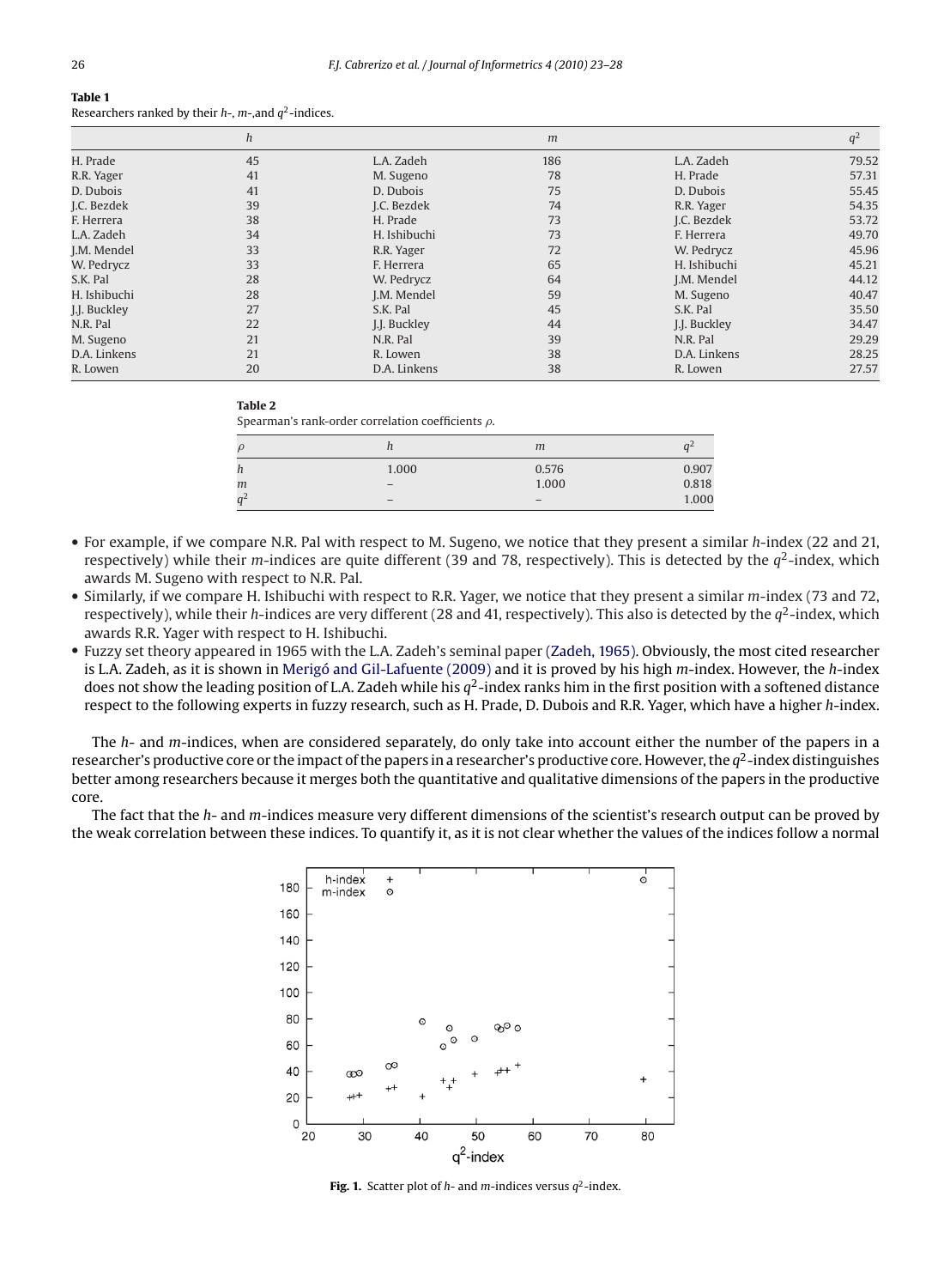**Table 1**
Researchers ranked by their $h$-, $m$-,and $q^2$-indices.

| | $h$ | | $m$ | | $q^2$ |
|---|---|---|---|---|---|
| H. Prade | 45 | L.A. Zadeh | 186 | L.A. Zadeh | 79.52 |
| R.R. Yager | 41 | M. Sugeno | 78 | H. Prade | 57.31 |
| D. Dubois | 41 | D. Dubois | 75 | D. Dubois | 55.45 |
| J.C. Bezdek | 39 | J.C. Bezdek | 74 | R.R. Yager | 54.35 |
| F. Herrera | 38 | H. Prade | 73 | J.C. Bezdek | 53.72 |
| L.A. Zadeh | 34 | H. Ishibuchi | 73 | F. Herrera | 49.70 |
| J.M. Mendel | 33 | R.R. Yager | 72 | W. Pedrycz | 45.96 |
| W. Pedrycz | 33 | F. Herrera | 65 | H. Ishibuchi | 45.21 |
| S.K. Pal | 28 | W. Pedrycz | 64 | J.M. Mendel | 44.12 |
| H. Ishibuchi | 28 | J.M. Mendel | 59 | M. Sugeno | 40.47 |
| J.J. Buckley | 27 | S.K. Pal | 45 | S.K. Pal | 35.50 |
| N.R. Pal | 22 | J.J. Buckley | 44 | J.J. Buckley | 34.47 |
| M. Sugeno | 21 | N.R. Pal | 39 | N.R. Pal | 29.29 |
| D.A. Linkens | 21 | R. Lowen | 38 | D.A. Linkens | 28.25 |
| R. Lowen | 20 | D.A. Linkens | 38 | R. Lowen | 27.57 |

**Table 2**
Spearman's rank-order correlation coefficients $\rho$.

| $\rho$ | $h$ | $m$ | $q^2$ |
|---|---|---|---|
| $h$ | 1.000 | 0.576 | 0.907 |
| $m$ | – | 1.000 | 0.818 |
| $q^2$ | – | – | 1.000 |

- For example, if we compare N.R. Pal with respect to M. Sugeno, we notice that they present a similar $h$-index (22 and 21, respectively) while their $m$-indices are quite different (39 and 78, respectively). This is detected by the $q^2$-index, which awards M. Sugeno with respect to N.R. Pal.
- Similarly, if we compare H. Ishibuchi with respect to R.R. Yager, we notice that they present a similar $m$-index (73 and 72, respectively), while their $h$-indices are very different (28 and 41, respectively). This also is detected by the $q^2$-index, which awards R.R. Yager with respect to H. Ishibuchi.
- Fuzzy set theory appeared in 1965 with the L.A. Zadeh's seminal paper (Zadeh, 1965). Obviously, the most cited researcher is L.A. Zadeh, as it is shown in Merigó and Gil-Lafuente (2009) and it is proved by his high $m$-index. However, the $h$-index does not show the leading position of L.A. Zadeh while his $q^2$-index ranks him in the first position with a softened distance respect to the following experts in fuzzy research, such as H. Prade, D. Dubois and R.R. Yager, which have a higher $h$-index.

The $h$- and $m$-indices, when are considered separately, do only take into account either the number of the papers in a researcher's productive core or the impact of the papers in a researcher's productive core. However, the $q^2$-index distinguishes better among researchers because it merges both the quantitative and qualitative dimensions of the papers in the productive core.

The fact that the $h$- and $m$-indices measure very different dimensions of the scientist's research output can be proved by the weak correlation between these indices. To quantify it, as it is not clear whether the values of the indices follow a normal

**Fig. 1.** Scatter plot of $h$- and $m$-indices versus $q^2$-index.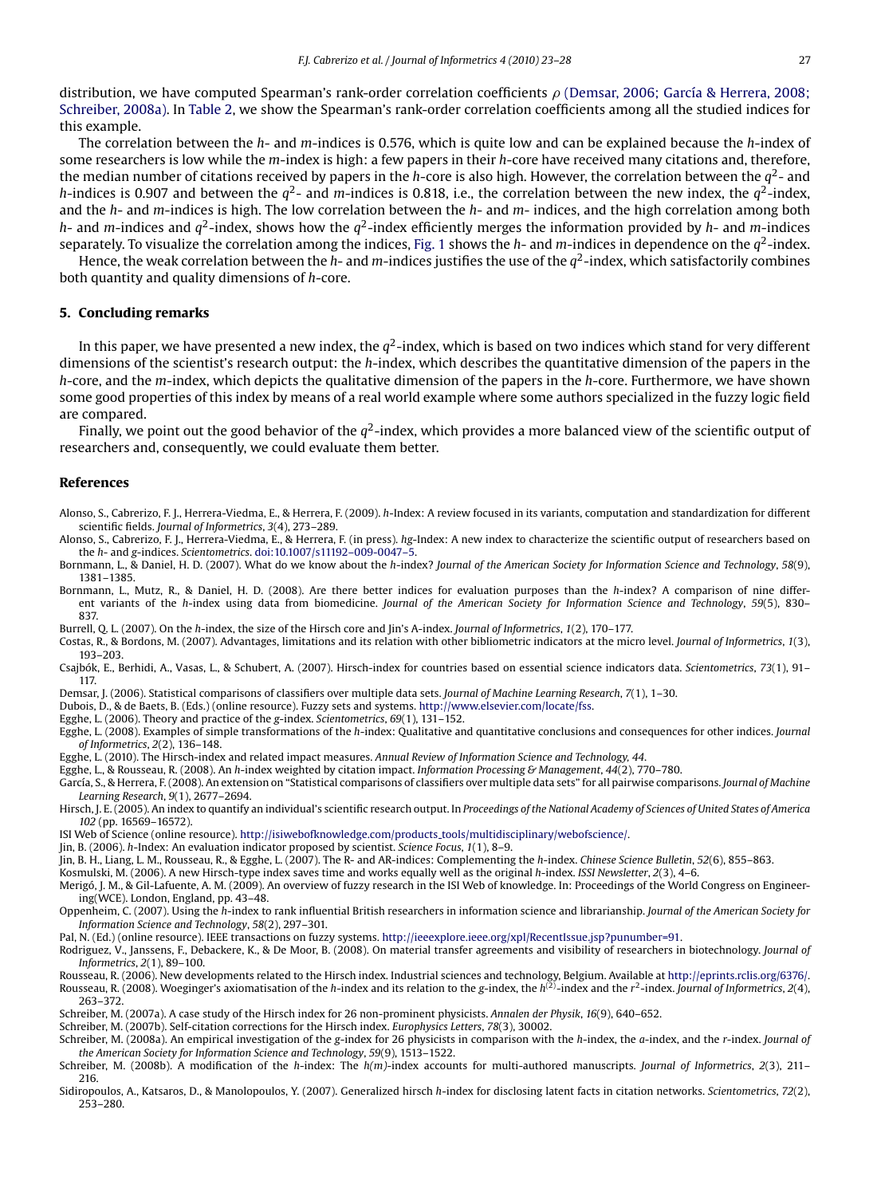distribution, we have computed Spearman's rank-order correlation coefficients $\rho$ (Demsar, 2006; García & Herrera, 2008; Schreiber, 2008a). In Table 2, we show the Spearman's rank-order correlation coefficients among all the studied indices for this example.

The correlation between the *h*- and *m*-indices is 0.576, which is quite low and can be explained because the *h*-index of some researchers is low while the *m*-index is high: a few papers in their *h*-core have received many citations and, therefore, the median number of citations received by papers in the *h*-core is also high. However, the correlation between the $q^2$- and *h*-indices is 0.907 and between the $q^2$- and *m*-indices is 0.818, i.e., the correlation between the new index, the $q^2$-index, and the *h*- and *m*-indices is high. The low correlation between the *h*- and *m*- indices, and the high correlation among both *h*- and *m*-indices and $q^2$-index, shows how the $q^2$-index efficiently merges the information provided by *h*- and *m*-indices separately. To visualize the correlation among the indices, Fig. 1 shows the *h*- and *m*-indices in dependence on the $q^2$-index.

Hence, the weak correlation between the *h*- and *m*-indices justifies the use of the $q^2$-index, which satisfactorily combines both quantity and quality dimensions of *h*-core.

## 5. Concluding remarks

In this paper, we have presented a new index, the $q^2$-index, which is based on two indices which stand for very different dimensions of the scientist's research output: the *h*-index, which describes the quantitative dimension of the papers in the *h*-core, and the *m*-index, which depicts the qualitative dimension of the papers in the *h*-core. Furthermore, we have shown some good properties of this index by means of a real world example where some authors specialized in the fuzzy logic field are compared.

Finally, we point out the good behavior of the $q^2$-index, which provides a more balanced view of the scientific output of researchers and, consequently, we could evaluate them better.

## References

Alonso, S., Cabrerizo, F. J., Herrera-Viedma, E., & Herrera, F. (2009). *h*-Index: A review focused in its variants, computation and standardization for different scientific fields. *Journal of Informetrics*, *3*(4), 273–289.

Alonso, S., Cabrerizo, F. J., Herrera-Viedma, E., & Herrera, F. (in press). *hg*-Index: A new index to characterize the scientific output of researchers based on the *h*- and *g*-indices. *Scientometrics*. doi:10.1007/s11192–009-0047–5.

Bornmann, L., & Daniel, H. D. (2007). What do we know about the *h*-index? *Journal of the American Society for Information Science and Technology*, *58*(9), 1381–1385.

Bornmann, L., Mutz, R., & Daniel, H. D. (2008). Are there better indices for evaluation purposes than the *h*-index? A comparison of nine different variants of the *h*-index using data from biomedicine. *Journal of the American Society for Information Science and Technology*, *59*(5), 830–837.

Burrell, Q. L. (2007). On the *h*-index, the size of the Hirsch core and Jin's A-index. *Journal of Informetrics*, *1*(2), 170–177.

Costas, R., & Bordons, M. (2007). Advantages, limitations and its relation with other bibliometric indicators at the micro level. *Journal of Informetrics*, *1*(3), 193–203.

Csajbók, E., Berhidi, A., Vasas, L., & Schubert, A. (2007). Hirsch-index for countries based on essential science indicators data. *Scientometrics*, *73*(1), 91–117.

Demsar, J. (2006). Statistical comparisons of classifiers over multiple data sets. *Journal of Machine Learning Research*, *7*(1), 1–30.

Dubois, D., & de Baets, B. (Eds.) (online resource). Fuzzy sets and systems. http://www.elsevier.com/locate/fss.

Egghe, L. (2006). Theory and practice of the *g*-index. *Scientometrics*, *69*(1), 131–152.

Egghe, L. (2008). Examples of simple transformations of the *h*-index: Qualitative and quantitative conclusions and consequences for other indices. *Journal of Informetrics*, *2*(2), 136–148.

Egghe, L. (2010). The Hirsch-index and related impact measures. *Annual Review of Information Science and Technology*, *44*.

Egghe, L., & Rousseau, R. (2008). An *h*-index weighted by citation impact. *Information Processing & Management*, *44*(2), 770–780.

García, S., & Herrera, F. (2008). An extension on "Statistical comparisons of classifiers over multiple data sets" for all pairwise comparisons. *Journal of Machine Learning Research*, *9*(1), 2677–2694.

Hirsch, J. E. (2005). An index to quantify an individual's scientific research output. In *Proceedings of the National Academy of Sciences of United States of America 102* (pp. 16569–16572).

ISI Web of Science (online resource). http://isiwebofknowledge.com/products_tools/multidisciplinary/webofscience/.

Jin, B. (2006). *h*-Index: An evaluation indicator proposed by scientist. *Science Focus*, *1*(1), 8–9.

Jin, B. H., Liang, L. M., Rousseau, R., & Egghe, L. (2007). The R- and AR-indices: Complementing the *h*-index. *Chinese Science Bulletin*, *52*(6), 855–863.

Kosmulski, M. (2006). A new Hirsch-type index saves time and works equally well as the original *h*-index. *ISSI Newsletter*, *2*(3), 4–6.

Merigó, J. M., & Gil-Lafuente, A. M. (2009). An overview of fuzzy research in the ISI Web of knowledge. In: Proceedings of the World Congress on Engineering(WCE). London, England, pp. 43–48.

Oppenheim, C. (2007). Using the *h*-index to rank influential British researchers in information science and librarianship. *Journal of the American Society for Information Science and Technology*, *58*(2), 297–301.

Pal, N. (Ed.) (online resource). IEEE transactions on fuzzy systems. http://ieeexplore.ieee.org/xpl/RecentIssue.jsp?punumber=91.

Rodriguez, V., Janssens, F., Debackere, K., & De Moor, B. (2008). On material transfer agreements and visibility of researchers in biotechnology. *Journal of Informetrics*, *2*(1), 89–100.

Rousseau, R. (2006). New developments related to the Hirsch index. Industrial sciences and technology, Belgium. Available at http://eprints.rclis.org/6376/.

Rousseau, R. (2008). Woeginger's axiomatisation of the *h*-index and its relation to the *g*-index, the $h^{(2)}$-index and the $r^2$-index. *Journal of Informetrics*, *2*(4), 263–372.

Schreiber, M. (2007a). A case study of the Hirsch index for 26 non-prominent physicists. *Annalen der Physik*, *16*(9), 640–652.

Schreiber, M. (2007b). Self-citation corrections for the Hirsch index. *Europhysics Letters*, *78*(3), 30002.

Schreiber, M. (2008a). An empirical investigation of the *g*-index for 26 physicists in comparison with the *h*-index, the *a*-index, and the *r*-index. *Journal of the American Society for Information Science and Technology*, *59*(9), 1513–1522.

Schreiber, M. (2008b). A modification of the *h*-index: The *h(m)*-index accounts for multi-authored manuscripts. *Journal of Informetrics*, *2*(3), 211–216.

Sidiropoulos, A., Katsaros, D., & Manolopoulos, Y. (2007). Generalized hirsch *h*-index for disclosing latent facts in citation networks. *Scientometrics*, *72*(2), 253–280.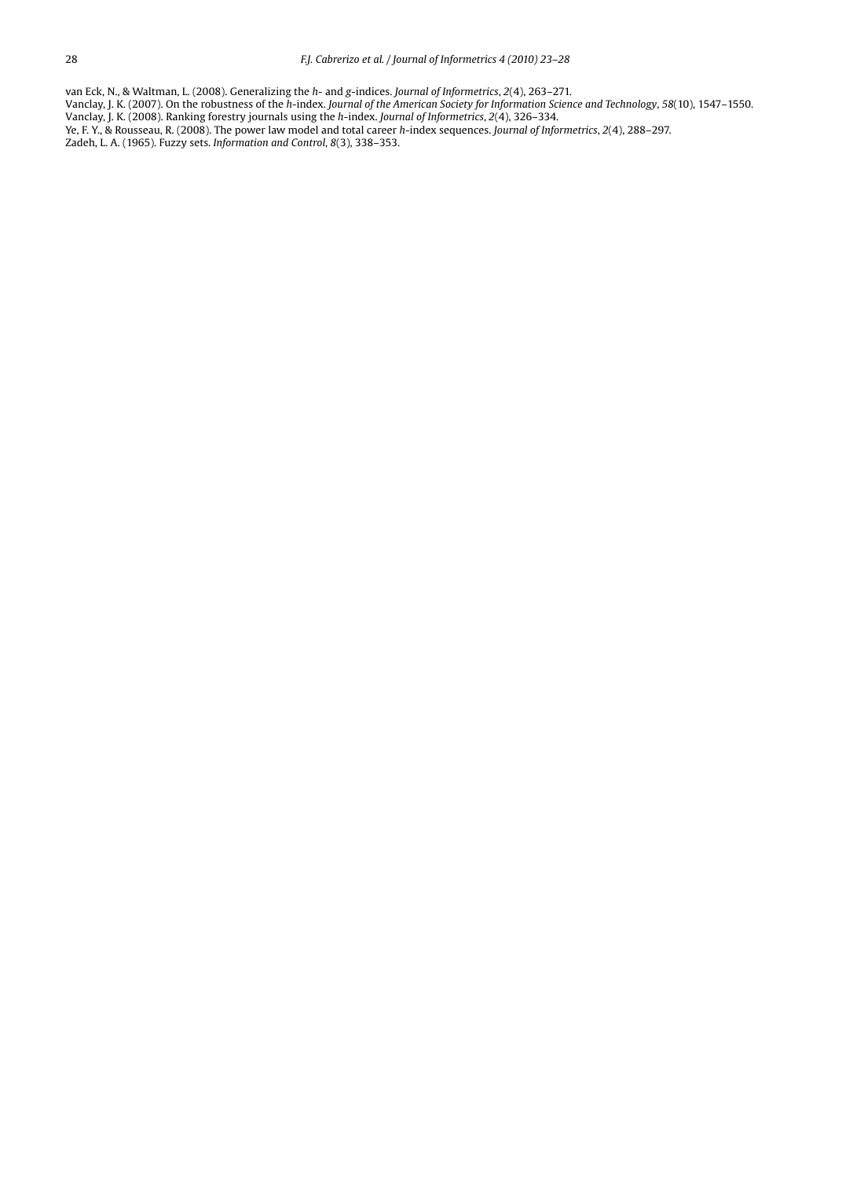van Eck, N., & Waltman, L. (2008). Generalizing the *h*- and *g*-indices. *Journal of Informetrics*, *2*(4), 263–271.
Vanclay, J. K. (2007). On the robustness of the *h*-index. *Journal of the American Society for Information Science and Technology*, *58*(10), 1547–1550.
Vanclay, J. K. (2008). Ranking forestry journals using the *h*-index. *Journal of Informetrics*, *2*(4), 326–334.
Ye, F. Y., & Rousseau, R. (2008). The power law model and total career *h*-index sequences. *Journal of Informetrics*, *2*(4), 288–297.
Zadeh, L. A. (1965). Fuzzy sets. *Information and Control*, *8*(3), 338–353.